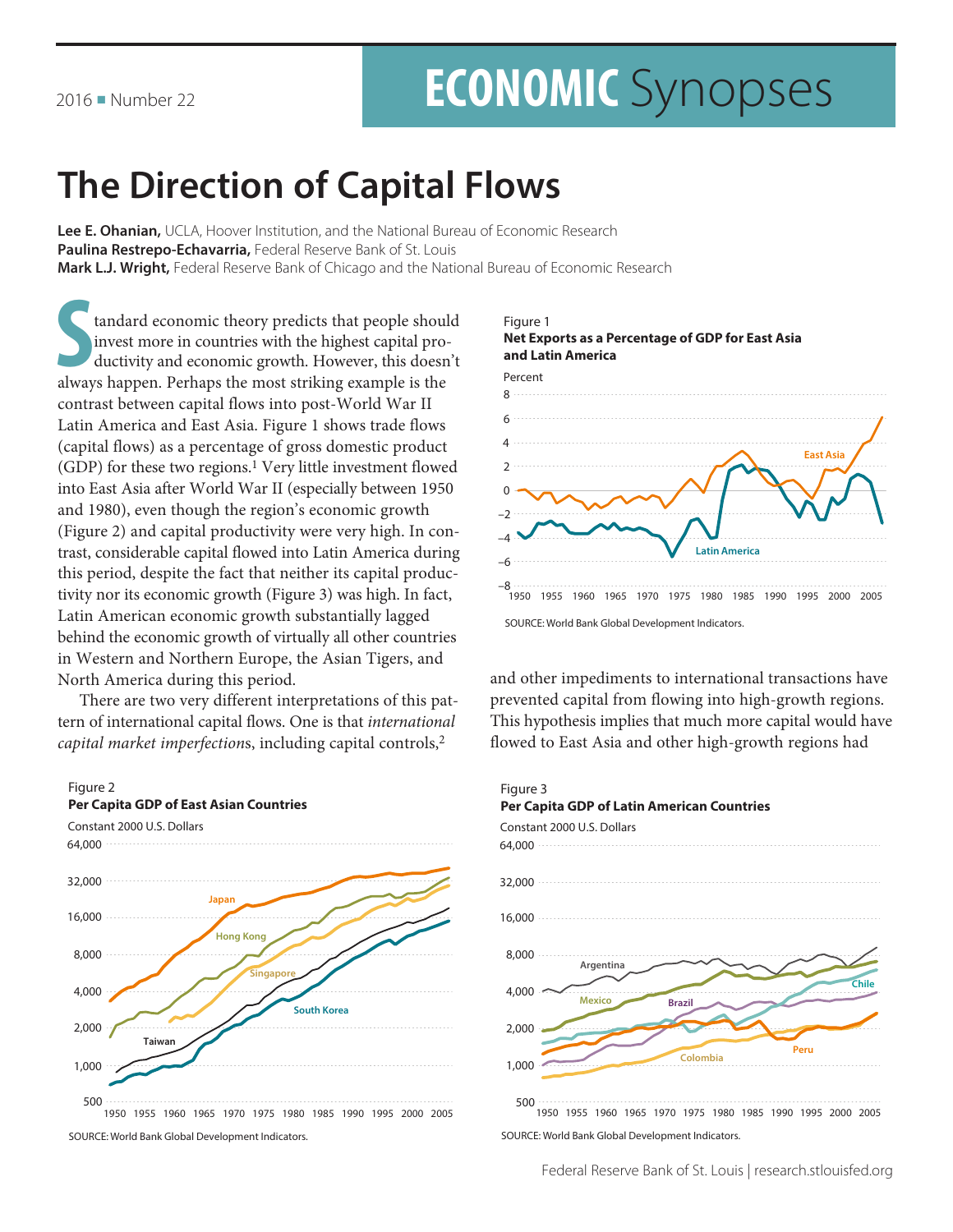2016 ■ Number 22

# ECONOMIC Synopses

## The Direction of Capital Flows

**Lee E. Ohanian,** UCLA, Hoover Institution, and the National Bureau of Economic Research
**Paulina Restrepo-Echavarria,** Federal Reserve Bank of St. Louis
**Mark L.J. Wright,** Federal Reserve Bank of Chicago and the National Bureau of Economic Research

Standard economic theory predicts that people should invest more in countries with the highest capital productivity and economic growth. However, this doesn't always happen. Perhaps the most striking example is the contrast between capital flows into post-World War II Latin America and East Asia. Figure 1 shows trade flows (capital flows) as a percentage of gross domestic product (GDP) for these two regions.[1] Very little investment flowed into East Asia after World War II (especially between 1950 and 1980), even though the region's economic growth (Figure 2) and capital productivity were very high. In contrast, considerable capital flowed into Latin America during this period, despite the fact that neither its capital productivity nor its economic growth (Figure 3) was high. In fact, Latin American economic growth substantially lagged behind the economic growth of virtually all other countries in Western and Northern Europe, the Asian Tigers, and North America during this period.

There are two very different interpretations of this pattern of international capital flows. One is that *international capital market imperfections*, including capital controls,[2] and other impediments to international transactions have prevented capital from flowing into high-growth regions. This hypothesis implies that much more capital would have flowed to East Asia and other high-growth regions had

Figure 1
**Net Exports as a Percentage of GDP for East Asia and Latin America**

SOURCE: World Bank Global Development Indicators.

Figure 2
**Per Capita GDP of East Asian Countries**

SOURCE: World Bank Global Development Indicators.

Figure 3
**Per Capita GDP of Latin American Countries**

SOURCE: World Bank Global Development Indicators.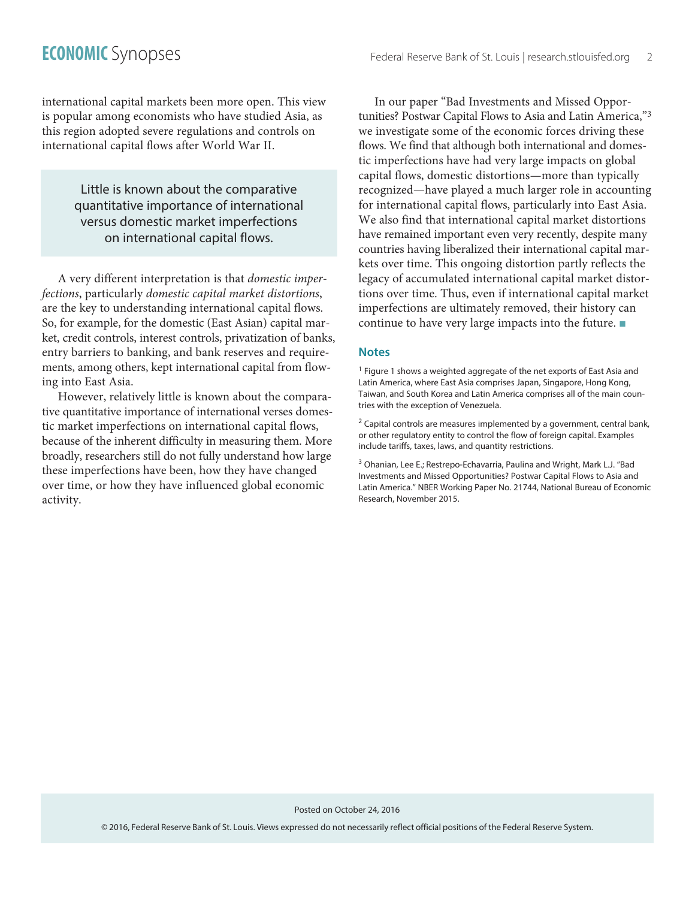international capital markets been more open. This view is popular among economists who have studied Asia, as this region adopted severe regulations and controls on international capital flows after World War II.

> Little is known about the comparative quantitative importance of international versus domestic market imperfections on international capital flows.

A very different interpretation is that *domestic imperfections*, particularly *domestic capital market distortions*, are the key to understanding international capital flows. So, for example, for the domestic (East Asian) capital market, credit controls, interest controls, privatization of banks, entry barriers to banking, and bank reserves and requirements, among others, kept international capital from flowing into East Asia.

However, relatively little is known about the comparative quantitative importance of international verses domestic market imperfections on international capital flows, because of the inherent difficulty in measuring them. More broadly, researchers still do not fully understand how large these imperfections have been, how they have changed over time, or how they have influenced global economic activity.

In our paper "Bad Investments and Missed Opportunities? Postwar Capital Flows to Asia and Latin America,"[3] we investigate some of the economic forces driving these flows. We find that although both international and domestic imperfections have had very large impacts on global capital flows, domestic distortions—more than typically recognized—have played a much larger role in accounting for international capital flows, particularly into East Asia. We also find that international capital market distortions have remained important even very recently, despite many countries having liberalized their international capital markets over time. This ongoing distortion partly reflects the legacy of accumulated international capital market distortions over time. Thus, even if international capital market imperfections are ultimately removed, their history can continue to have very large impacts into the future. ■

## Notes

[1] Figure 1 shows a weighted aggregate of the net exports of East Asia and Latin America, where East Asia comprises Japan, Singapore, Hong Kong, Taiwan, and South Korea and Latin America comprises all of the main countries with the exception of Venezuela.

[2] Capital controls are measures implemented by a government, central bank, or other regulatory entity to control the flow of foreign capital. Examples include tariffs, taxes, laws, and quantity restrictions.

[3] Ohanian, Lee E.; Restrepo-Echavarria, Paulina and Wright, Mark L.J. "Bad Investments and Missed Opportunities? Postwar Capital Flows to Asia and Latin America." NBER Working Paper No. 21744, National Bureau of Economic Research, November 2015.

Posted on October 24, 2016

© 2016, Federal Reserve Bank of St. Louis. Views expressed do not necessarily reflect official positions of the Federal Reserve System.